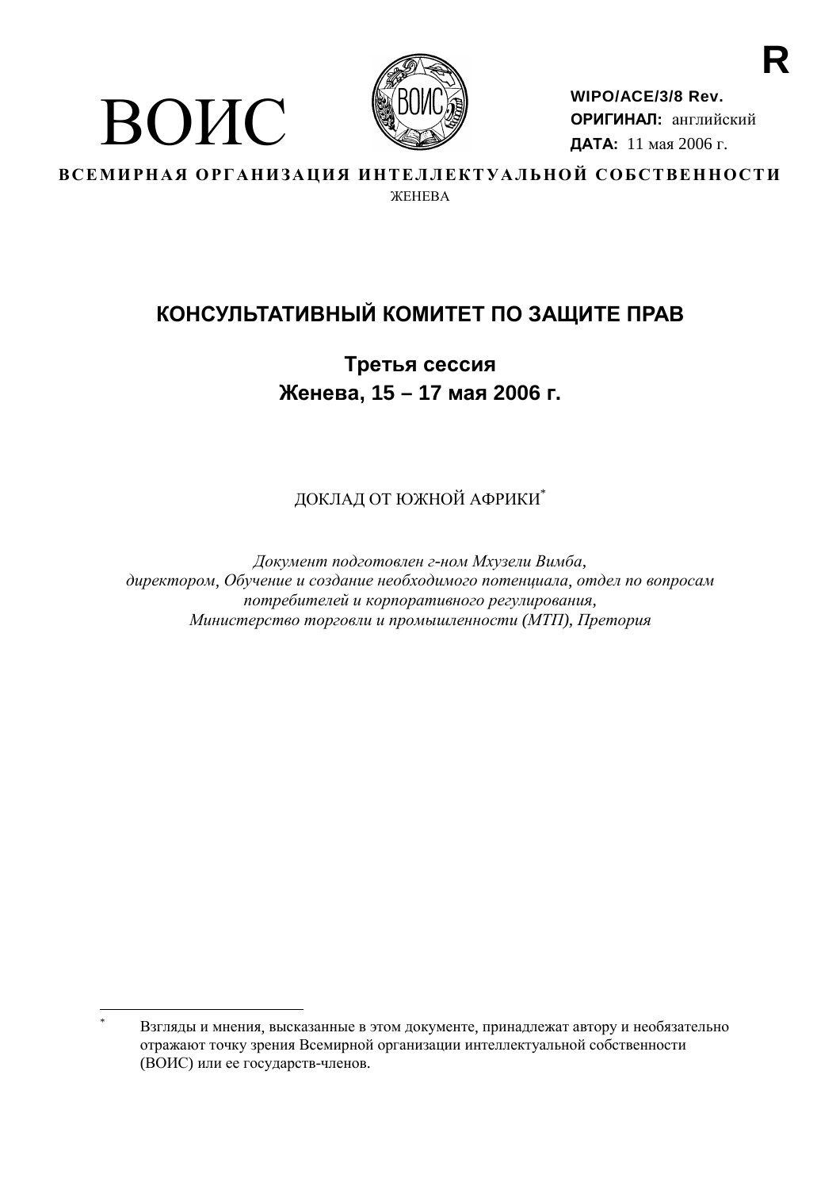ВОИС

R

**WIPO/ACE/3/8 Rev.**
**ОРИГИНАЛ:** английский
**ДАТА:** 11 мая 2006 г.

**ВСЕМИРНАЯ ОРГАНИЗАЦИЯ ИНТЕЛЛЕКТУАЛЬНОЙ СОБСТВЕННОСТИ**
ЖЕНЕВА

# КОНСУЛЬТАТИВНЫЙ КОМИТЕТ ПО ЗАЩИТЕ ПРАВ

## Третья сессия
## Женева, 15 – 17 мая 2006 г.

ДОКЛАД ОТ ЮЖНОЙ АФРИКИ*

*Документ подготовлен г-ном Мхузели Вимба, директором, Обучение и создание необходимого потенциала, отдел по вопросам потребителей и корпоративного регулирования, Министерство торговли и промышленности (МТП), Претория*

---

\* Взгляды и мнения, высказанные в этом документе, принадлежат автору и необязательно отражают точку зрения Всемирной организации интеллектуальной собственности (ВОИС) или ее государств-членов.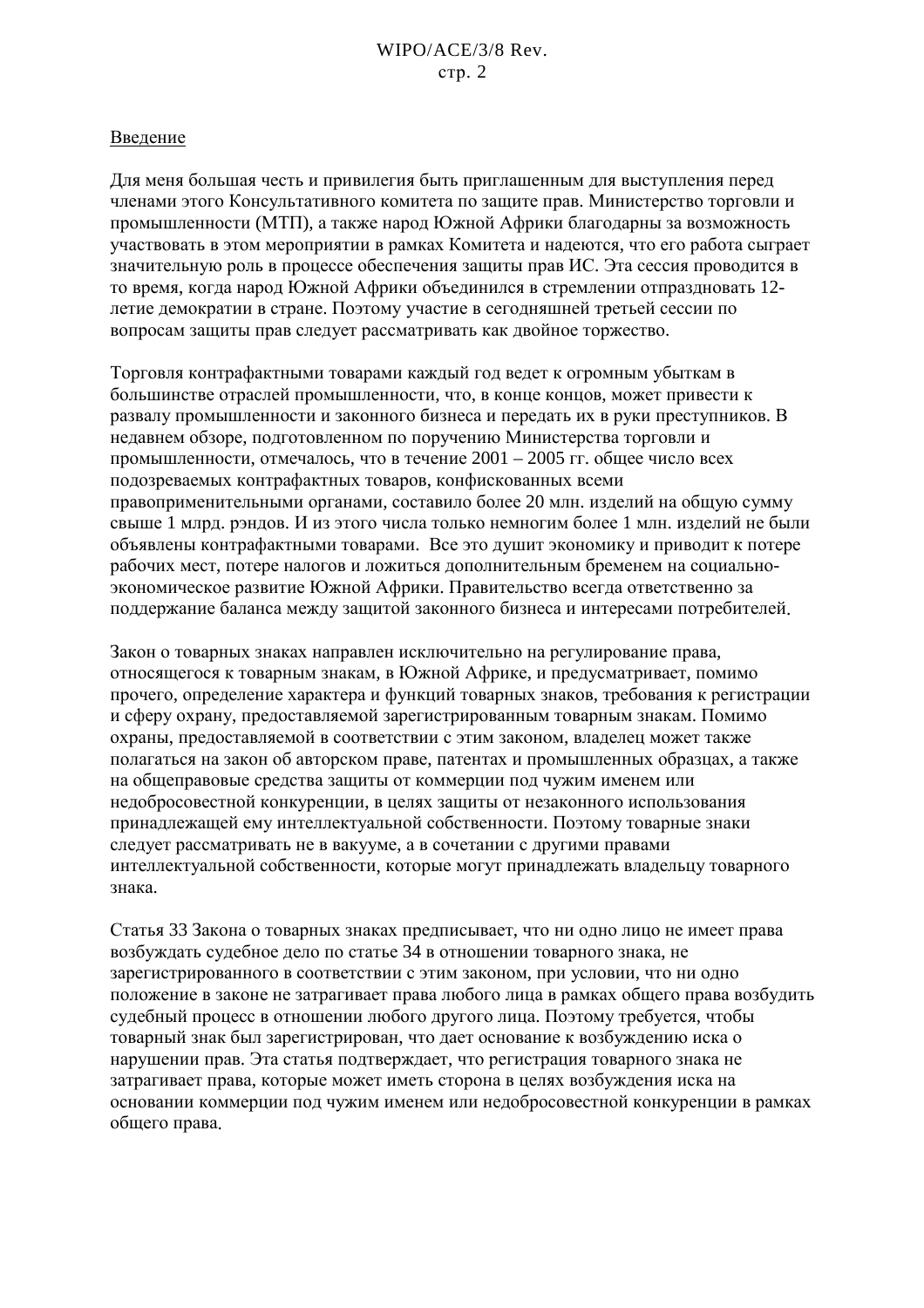Введение

Для меня большая честь и привилегия быть приглашенным для выступления перед членами этого Консультативного комитета по защите прав. Министерство торговли и промышленности (МТП), а также народ Южной Африки благодарны за возможность участвовать в этом мероприятии в рамках Комитета и надеются, что его работа сыграет значительную роль в процессе обеспечения защиты прав ИС. Эта сессия проводится в то время, когда народ Южной Африки объединился в стремлении отпраздновать 12-летие демократии в стране. Поэтому участие в сегодняшней третьей сессии по вопросам защиты прав следует рассматривать как двойное торжество.

Торговля контрафактными товарами каждый год ведет к огромным убыткам в большинстве отраслей промышленности, что, в конце концов, может привести к развалу промышленности и законного бизнеса и передать их в руки преступников. В недавнем обзоре, подготовленном по поручению Министерства торговли и промышленности, отмечалось, что в течение 2001 – 2005 гг. общее число всех подозреваемых контрафактных товаров, конфискованных всеми правоприменительными органами, составило более 20 млн. изделий на общую сумму свыше 1 млрд. рэндов. И из этого числа только немногим более 1 млн. изделий не были объявлены контрафактными товарами. Все это душит экономику и приводит к потере рабочих мест, потере налогов и ложиться дополнительным бременем на социально-экономическое развитие Южной Африки. Правительство всегда ответственно за поддержание баланса между защитой законного бизнеса и интересами потребителей.

Закон о товарных знаках направлен исключительно на регулирование права, относящегося к товарным знакам, в Южной Африке, и предусматривает, помимо прочего, определение характера и функций товарных знаков, требования к регистрации и сферу охрану, предоставляемой зарегистрированным товарным знакам. Помимо охраны, предоставляемой в соответствии с этим законом, владелец может также полагаться на закон об авторском праве, патентах и промышленных образцах, а также на общеправовые средства защиты от коммерции под чужим именем или недобросовестной конкуренции, в целях защиты от незаконного использования принадлежащей ему интеллектуальной собственности. Поэтому товарные знаки следует рассматривать не в вакууме, а в сочетании с другими правами интеллектуальной собственности, которые могут принадлежать владельцу товарного знака.

Статья 33 Закона о товарных знаках предписывает, что ни одно лицо не имеет права возбуждать судебное дело по статье 34 в отношении товарного знака, не зарегистрированного в соответствии с этим законом, при условии, что ни одно положение в законе не затрагивает права любого лица в рамках общего права возбудить судебный процесс в отношении любого другого лица. Поэтому требуется, чтобы товарный знак был зарегистрирован, что дает основание к возбуждению иска о нарушении прав. Эта статья подтверждает, что регистрация товарного знака не затрагивает права, которые может иметь сторона в целях возбуждения иска на основании коммерции под чужим именем или недобросовестной конкуренции в рамках общего права.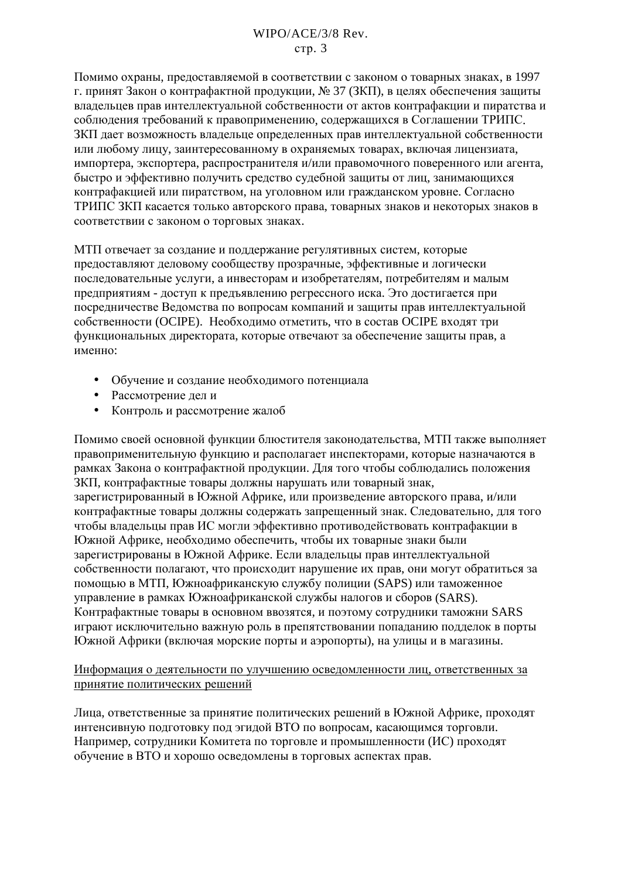Помимо охраны, предоставляемой в соответствии с законом о товарных знаках, в 1997 г. принят Закон о контрафактной продукции, № 37 (ЗКП), в целях обеспечения защиты владельцев прав интеллектуальной собственности от актов контрафакции и пиратства и соблюдения требований к правоприменению, содержащихся в Соглашении ТРИПС. ЗКП дает возможность владельце определенных прав интеллектуальной собственности или любому лицу, заинтересованному в охраняемых товарах, включая лицензиата, импортера, экспортера, распространителя и/или правомочного поверенного или агента, быстро и эффективно получить средство судебной защиты от лиц, занимающихся контрафакцией или пиратством, на уголовном или гражданском уровне. Согласно ТРИПС ЗКП касается только авторского права, товарных знаков и некоторых знаков в соответствии с законом о торговых знаках.

МТП отвечает за создание и поддержание регулятивных систем, которые предоставляют деловому сообществу прозрачные, эффективные и логически последовательные услуги, а инвесторам и изобретателям, потребителям и малым предприятиям - доступ к предъявлению регрессного иска. Это достигается при посредничестве Ведомства по вопросам компаний и защиты прав интеллектуальной собственности (OCIPE). Необходимо отметить, что в состав OCIPE входят три функциональных директората, которые отвечают за обеспечение защиты прав, а именно:

- Обучение и создание необходимого потенциала
- Рассмотрение дел и
- Контроль и рассмотрение жалоб

Помимо своей основной функции блюстителя законодательства, МТП также выполняет правоприменительную функцию и располагает инспекторами, которые назначаются в рамках Закона о контрафактной продукции. Для того чтобы соблюдались положения ЗКП, контрафактные товары должны нарушать или товарный знак, зарегистрированный в Южной Африке, или произведение авторского права, и/или контрафактные товары должны содержать запрещенный знак. Следовательно, для того чтобы владельцы прав ИС могли эффективно противодействовать контрафакции в Южной Африке, необходимо обеспечить, чтобы их товарные знаки были зарегистрированы в Южной Африке. Если владельцы прав интеллектуальной собственности полагают, что происходит нарушение их прав, они могут обратиться за помощью в МТП, Южноафриканскую службу полиции (SAPS) или таможенное управление в рамках Южноафриканской службы налогов и сборов (SARS). Контрафактные товары в основном ввозятся, и поэтому сотрудники таможни SARS играют исключительно важную роль в препятствовании попаданию подделок в порты Южной Африки (включая морские порты и аэропорты), на улицы и в магазины.

<u>Информация о деятельности по улучшению осведомленности лиц, ответственных за принятие политических решений</u>

Лица, ответственные за принятие политических решений в Южной Африке, проходят интенсивную подготовку под эгидой ВТО по вопросам, касающимся торговли. Например, сотрудники Комитета по торговле и промышленности (ИС) проходят обучение в ВТО и хорошо осведомлены в торговых аспектах прав.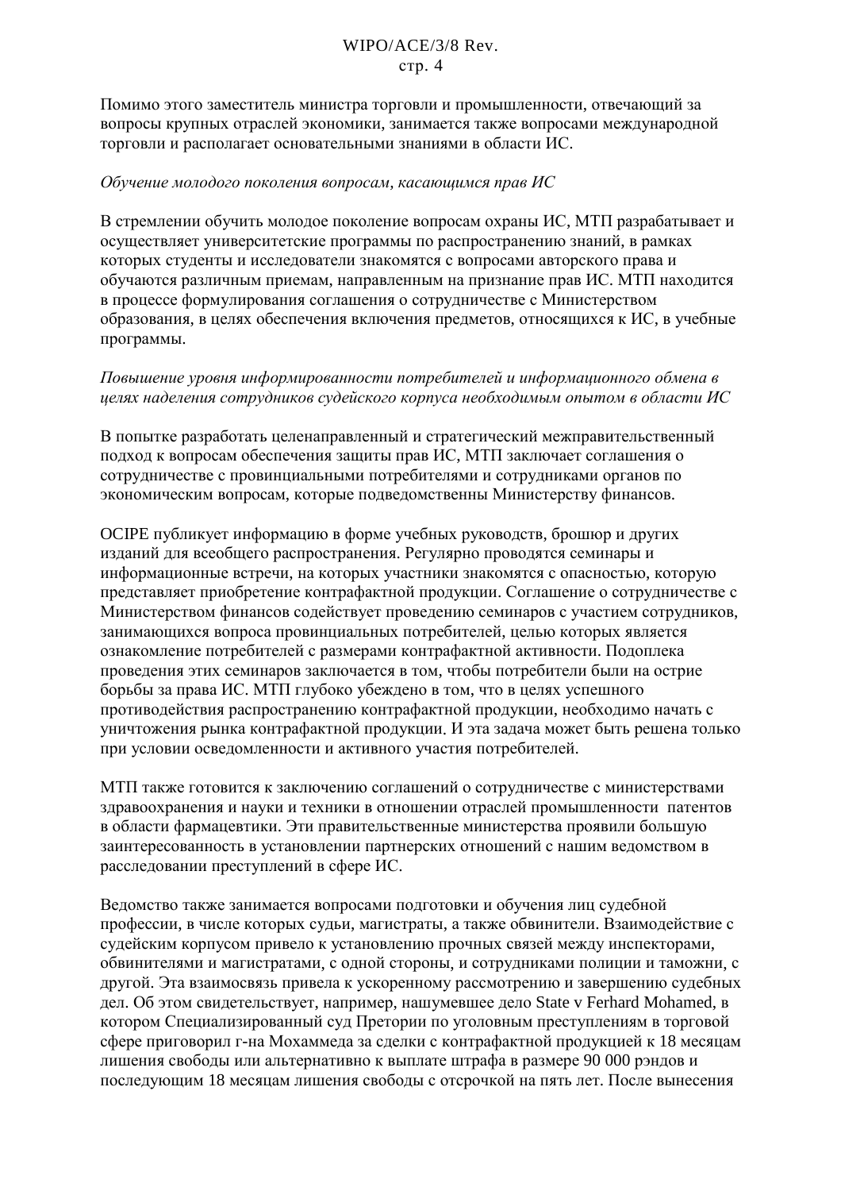Помимо этого заместитель министра торговли и промышленности, отвечающий за вопросы крупных отраслей экономики, занимается также вопросами международной торговли и располагает основательными знаниями в области ИС.

*Обучение молодого поколения вопросам, касающимся прав ИС*

В стремлении обучить молодое поколение вопросам охраны ИС, МТП разрабатывает и осуществляет университетские программы по распространению знаний, в рамках которых студенты и исследователи знакомятся с вопросами авторского права и обучаются различным приемам, направленным на признание прав ИС. МТП находится в процессе формулирования соглашения о сотрудничестве с Министерством образования, в целях обеспечения включения предметов, относящихся к ИС, в учебные программы.

*Повышение уровня информированности потребителей и информационного обмена в целях наделения сотрудников судейского корпуса необходимым опытом в области ИС*

В попытке разработать целенаправленный и стратегический межправительственный подход к вопросам обеспечения защиты прав ИС, МТП заключает соглашения о сотрудничестве с провинциальными потребителями и сотрудниками органов по экономическим вопросам, которые подведомственны Министерству финансов.

OCIPE публикует информацию в форме учебных руководств, брошюр и других изданий для всеобщего распространения. Регулярно проводятся семинары и информационные встречи, на которых участники знакомятся с опасностью, которую представляет приобретение контрафактной продукции. Соглашение о сотрудничестве с Министерством финансов содействует проведению семинаров с участием сотрудников, занимающихся вопроса провинциальных потребителей, целью которых является ознакомление потребителей с размерами контрафактной активности. Подоплека проведения этих семинаров заключается в том, чтобы потребители были на острие борьбы за права ИС. МТП глубоко убеждено в том, что в целях успешного противодействия распространению контрафактной продукции, необходимо начать с уничтожения рынка контрафактной продукции. И эта задача может быть решена только при условии осведомленности и активного участия потребителей.

МТП также готовится к заключению соглашений о сотрудничестве с министерствами здравоохранения и науки и техники в отношении отраслей промышленности патентов в области фармацевтики. Эти правительственные министерства проявили большую заинтересованность в установлении партнерских отношений с нашим ведомством в расследовании преступлений в сфере ИС.

Ведомство также занимается вопросами подготовки и обучения лиц судебной профессии, в числе которых судьи, магистраты, а также обвинители. Взаимодействие с судейским корпусом привело к установлению прочных связей между инспекторами, обвинителями и магистратами, с одной стороны, и сотрудниками полиции и таможни, с другой. Эта взаимосвязь привела к ускоренному рассмотрению и завершению судебных дел. Об этом свидетельствует, например, нашумевшее дело State v Ferhard Mohamed, в котором Специализированный суд Претории по уголовным преступлениям в торговой сфере приговорил г-на Мохаммеда за сделки с контрафактной продукцией к 18 месяцам лишения свободы или альтернативно к выплате штрафа в размере 90 000 рэндов и последующим 18 месяцам лишения свободы с отсрочкой на пять лет. После вынесения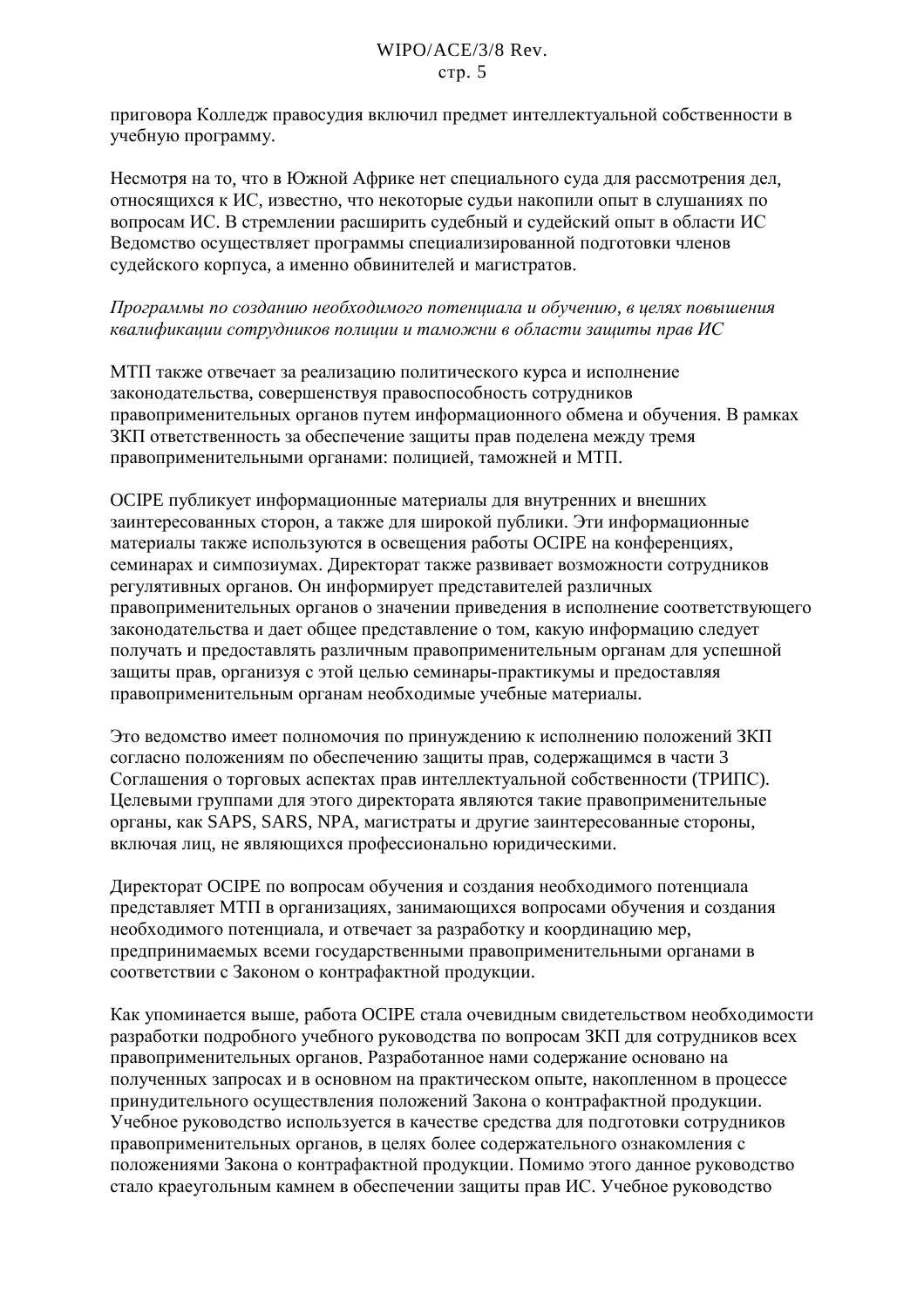приговора Колледж правосудия включил предмет интеллектуальной собственности в учебную программу.

Несмотря на то, что в Южной Африке нет специального суда для рассмотрения дел, относящихся к ИС, известно, что некоторые судьи накопили опыт в слушаниях по вопросам ИС. В стремлении расширить судебный и судейский опыт в области ИС Ведомство осуществляет программы специализированной подготовки членов судейского корпуса, а именно обвинителей и магистратов.

*Программы по созданию необходимого потенциала и обучению, в целях повышения квалификации сотрудников полиции и таможни в области защиты прав ИС*

МТП также отвечает за реализацию политического курса и исполнение законодательства, совершенствуя правоспособность сотрудников правоприменительных органов путем информационного обмена и обучения. В рамках ЗКП ответственность за обеспечение защиты прав поделена между тремя правоприменительными органами: полицией, таможней и МТП.

OCIPE публикует информационные материалы для внутренних и внешних заинтересованных сторон, а также для широкой публики. Эти информационные материалы также используются в освещения работы OCIPE на конференциях, семинарах и симпозиумах. Директорат также развивает возможности сотрудников регулятивных органов. Он информирует представителей различных правоприменительных органов о значении приведения в исполнение соответствующего законодательства и дает общее представление о том, какую информацию следует получать и предоставлять различным правоприменительным органам для успешной защиты прав, организуя с этой целью семинары-практикумы и предоставляя правоприменительным органам необходимые учебные материалы.

Это ведомство имеет полномочия по принуждению к исполнению положений ЗКП согласно положениям по обеспечению защиты прав, содержащимся в части 3 Соглашения о торговых аспектах прав интеллектуальной собственности (ТРИПС). Целевыми группами для этого директората являются такие правоприменительные органы, как SAPS, SARS, NPA, магистраты и другие заинтересованные стороны, включая лиц, не являющихся профессионально юридическими.

Директорат OCIPE по вопросам обучения и создания необходимого потенциала представляет МТП в организациях, занимающихся вопросами обучения и создания необходимого потенциала, и отвечает за разработку и координацию мер, предпринимаемых всеми государственными правоприменительными органами в соответствии с Законом о контрафактной продукции.

Как упоминается выше, работа OCIPE стала очевидным свидетельством необходимости разработки подробного учебного руководства по вопросам ЗКП для сотрудников всех правоприменительных органов. Разработанное нами содержание основано на полученных запросах и в основном на практическом опыте, накопленном в процессе принудительного осуществления положений Закона о контрафактной продукции. Учебное руководство используется в качестве средства для подготовки сотрудников правоприменительных органов, в целях более содержательного ознакомления с положениями Закона о контрафактной продукции. Помимо этого данное руководство стало краеугольным камнем в обеспечении защиты прав ИС. Учебное руководство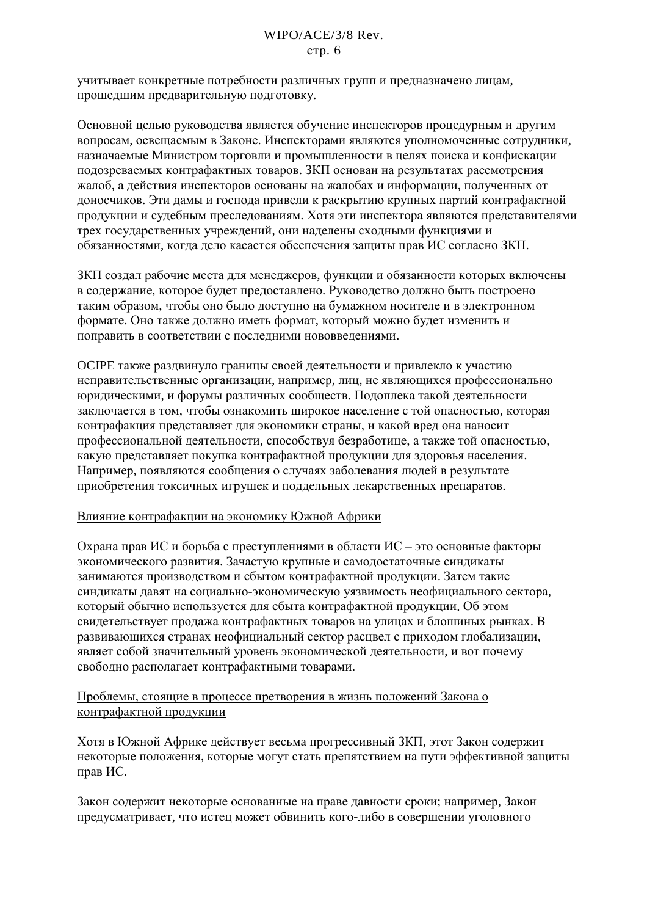учитывает конкретные потребности различных групп и предназначено лицам, прошедшим предварительную подготовку.

Основной целью руководства является обучение инспекторов процедурным и другим вопросам, освещаемым в Законе. Инспекторами являются уполномоченные сотрудники, назначаемые Министром торговли и промышленности в целях поиска и конфискации подозреваемых контрафактных товаров. ЗКП основан на результатах рассмотрения жалоб, а действия инспекторов основаны на жалобах и информации, полученных от доносчиков. Эти дамы и господа привели к раскрытию крупных партий контрафактной продукции и судебным преследованиям. Хотя эти инспектора являются представителями трех государственных учреждений, они наделены сходными функциями и обязанностями, когда дело касается обеспечения защиты прав ИС согласно ЗКП.

ЗКП создал рабочие места для менеджеров, функции и обязанности которых включены в содержание, которое будет предоставлено. Руководство должно быть построено таким образом, чтобы оно было доступно на бумажном носителе и в электронном формате. Оно также должно иметь формат, который можно будет изменить и поправить в соответствии с последними нововведениями.

OCIPE также раздвинуло границы своей деятельности и привлекло к участию неправительственные организации, например, лиц, не являющихся профессионально юридическими, и форумы различных сообществ. Подоплека такой деятельности заключается в том, чтобы ознакомить широкое население с той опасностью, которая контрафакция представляет для экономики страны, и какой вред она наносит профессиональной деятельности, способствуя безработице, а также той опасностью, какую представляет покупка контрафактной продукции для здоровья населения. Например, появляются сообщения о случаях заболевания людей в результате приобретения токсичных игрушек и поддельных лекарственных препаратов.

<u>Влияние контрафакции на экономику Южной Африки</u>

Охрана прав ИС и борьба с преступлениями в области ИС – это основные факторы экономического развития. Зачастую крупные и самодостаточные синдикаты занимаются производством и сбытом контрафактной продукции. Затем такие синдикаты давят на социально-экономическую уязвимость неофициального сектора, который обычно используется для сбыта контрафактной продукции. Об этом свидетельствует продажа контрафактных товаров на улицах и блошиных рынках. В развивающихся странах неофициальный сектор расцвел с приходом глобализации, являет собой значительный уровень экономической деятельности, и вот почему свободно располагает контрафактными товарами.

<u>Проблемы, стоящие в процессе претворения в жизнь положений Закона о контрафактной продукции</u>

Хотя в Южной Африке действует весьма прогрессивный ЗКП, этот Закон содержит некоторые положения, которые могут стать препятствием на пути эффективной защиты прав ИС.

Закон содержит некоторые основанные на праве давности сроки; например, Закон предусматривает, что истец может обвинить кого-либо в совершении уголовного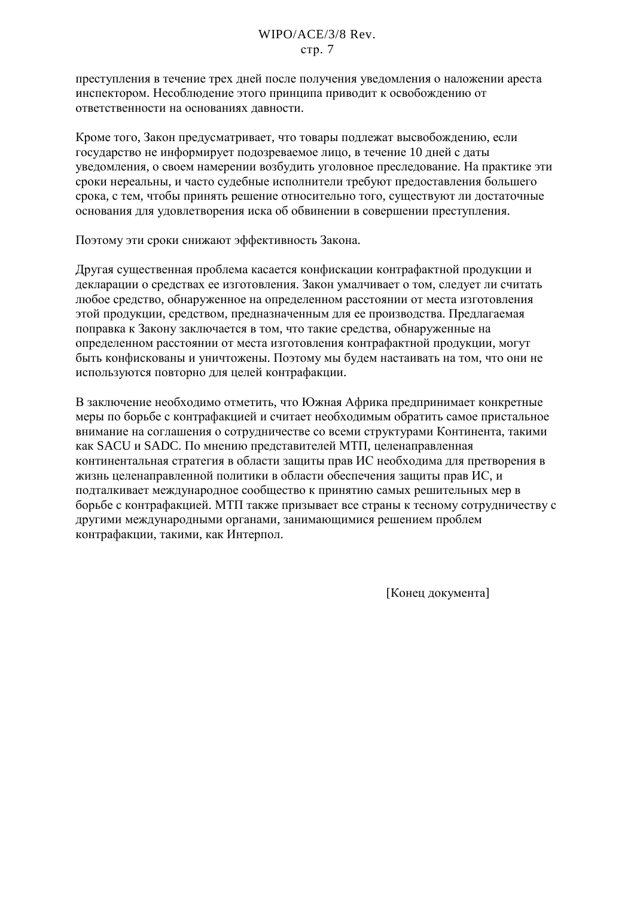преступления в течение трех дней после получения уведомления о наложении ареста инспектором. Несоблюдение этого принципа приводит к освобождению от ответственности на основаниях давности.

Кроме того, Закон предусматривает, что товары подлежат высвобождению, если государство не информирует подозреваемое лицо, в течение 10 дней с даты уведомления, о своем намерении возбудить уголовное преследование. На практике эти сроки нереальны, и часто судебные исполнители требуют предоставления большего срока, с тем, чтобы принять решение относительно того, существуют ли достаточные основания для удовлетворения иска об обвинении в совершении преступления.

Поэтому эти сроки снижают эффективность Закона.

Другая существенная проблема касается конфискации контрафактной продукции и декларации о средствах ее изготовления. Закон умалчивает о том, следует ли считать любое средство, обнаруженное на определенном расстоянии от места изготовления этой продукции, средством, предназначенным для ее производства. Предлагаемая поправка к Закону заключается в том, что такие средства, обнаруженные на определенном расстоянии от места изготовления контрафактной продукции, могут быть конфискованы и уничтожены. Поэтому мы будем настаивать на том, что они не используются повторно для целей контрафакции.

В заключение необходимо отметить, что Южная Африка предпринимает конкретные меры по борьбе с контрафакцией и считает необходимым обратить самое пристальное внимание на соглашения о сотрудничестве со всеми структурами Континента, такими как SACU и SADC. По мнению представителей МТП, целенаправленная континентальная стратегия в области защиты прав ИС необходима для претворения в жизнь целенаправленной политики в области обеспечения защиты прав ИС, и подталкивает международное сообщество к принятию самых решительных мер в борьбе с контрафакцией. МТП также призывает все страны к тесному сотрудничеству с другими международными органами, занимающимися решением проблем контрафакции, такими, как Интерпол.

[Конец документа]